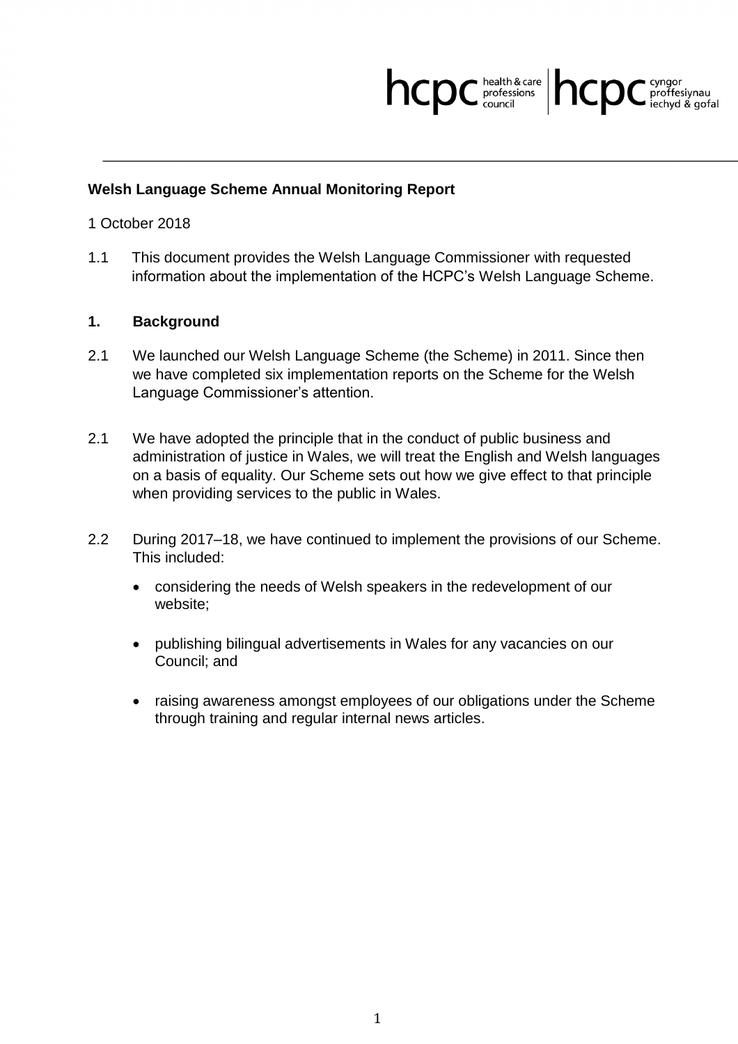**Welsh Language Scheme Annual Monitoring Report**

1 October 2018

1.1 This document provides the Welsh Language Commissioner with requested information about the implementation of the HCPC's Welsh Language Scheme.

## 1. Background

2.1 We launched our Welsh Language Scheme (the Scheme) in 2011. Since then we have completed six implementation reports on the Scheme for the Welsh Language Commissioner's attention.

2.1 We have adopted the principle that in the conduct of public business and administration of justice in Wales, we will treat the English and Welsh languages on a basis of equality. Our Scheme sets out how we give effect to that principle when providing services to the public in Wales.

2.2 During 2017–18, we have continued to implement the provisions of our Scheme. This included:

- considering the needs of Welsh speakers in the redevelopment of our website;
- publishing bilingual advertisements in Wales for any vacancies on our Council; and
- raising awareness amongst employees of our obligations under the Scheme through training and regular internal news articles.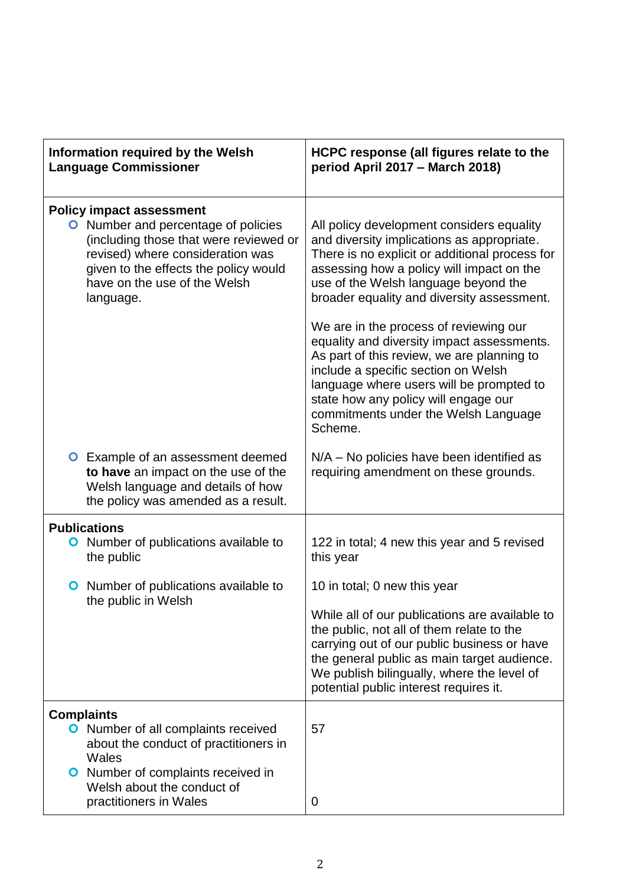| Information required by the Welsh Language Commissioner | HCPC response (all figures relate to the period April 2017 – March 2018) |
|---|---|
| **Policy impact assessment**<br>• Number and percentage of policies (including those that were reviewed or revised) where consideration was given to the effects the policy would have on the use of the Welsh language. | All policy development considers equality and diversity implications as appropriate. There is no explicit or additional process for assessing how a policy will impact on the use of the Welsh language beyond the broader equality and diversity assessment.<br><br>We are in the process of reviewing our equality and diversity impact assessments. As part of this review, we are planning to include a specific section on Welsh language where users will be prompted to state how any policy will engage our commitments under the Welsh Language Scheme. |
| • Example of an assessment deemed **to have** an impact on the use of the Welsh language and details of how the policy was amended as a result. | N/A – No policies have been identified as requiring amendment on these grounds. |
| **Publications**<br>• Number of publications available to the public | 122 in total; 4 new this year and 5 revised this year |
| • Number of publications available to the public in Welsh | 10 in total; 0 new this year<br><br>While all of our publications are available to the public, not all of them relate to the carrying out of our public business or have the general public as main target audience. We publish bilingually, where the level of potential public interest requires it. |
| **Complaints**<br>• Number of all complaints received about the conduct of practitioners in Wales | 57 |
| • Number of complaints received in Welsh about the conduct of practitioners in Wales | 0 |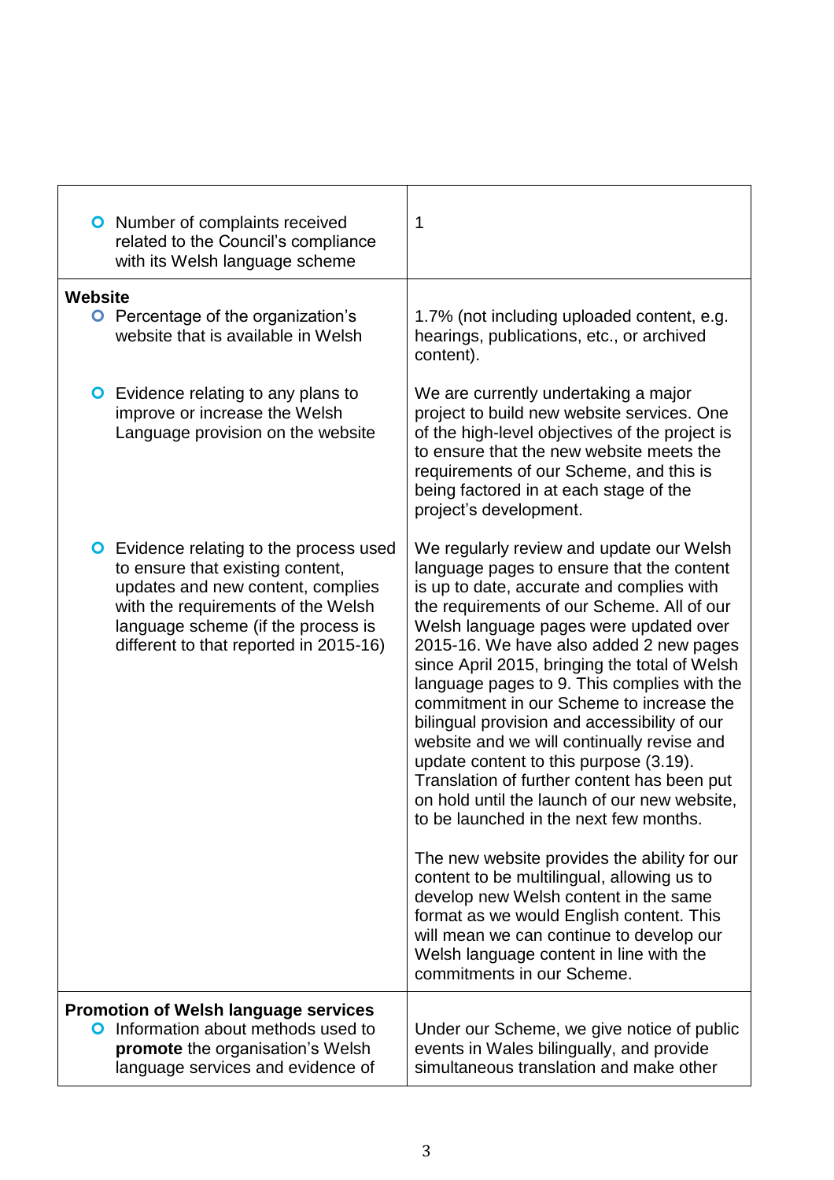| | |
|---|---|
| ○ Number of complaints received related to the Council's compliance with its Welsh language scheme | 1 |
| **Website**<br>○ Percentage of the organization's website that is available in Welsh | 1.7% (not including uploaded content, e.g. hearings, publications, etc., or archived content). |
| ○ Evidence relating to any plans to improve or increase the Welsh Language provision on the website | We are currently undertaking a major project to build new website services. One of the high-level objectives of the project is to ensure that the new website meets the requirements of our Scheme, and this is being factored in at each stage of the project's development. |
| ○ Evidence relating to the process used to ensure that existing content, updates and new content, complies with the requirements of the Welsh language scheme (if the process is different to that reported in 2015-16) | We regularly review and update our Welsh language pages to ensure that the content is up to date, accurate and complies with the requirements of our Scheme. All of our Welsh language pages were updated over 2015-16. We have also added 2 new pages since April 2015, bringing the total of Welsh language pages to 9. This complies with the commitment in our Scheme to increase the bilingual provision and accessibility of our website and we will continually revise and update content to this purpose (3.19). Translation of further content has been put on hold until the launch of our new website, to be launched in the next few months.<br><br>The new website provides the ability for our content to be multilingual, allowing us to develop new Welsh content in the same format as we would English content. This will mean we can continue to develop our Welsh language content in line with the commitments in our Scheme. |
| **Promotion of Welsh language services**<br>○ Information about methods used to **promote** the organisation's Welsh language services and evidence of | Under our Scheme, we give notice of public events in Wales bilingually, and provide simultaneous translation and make other |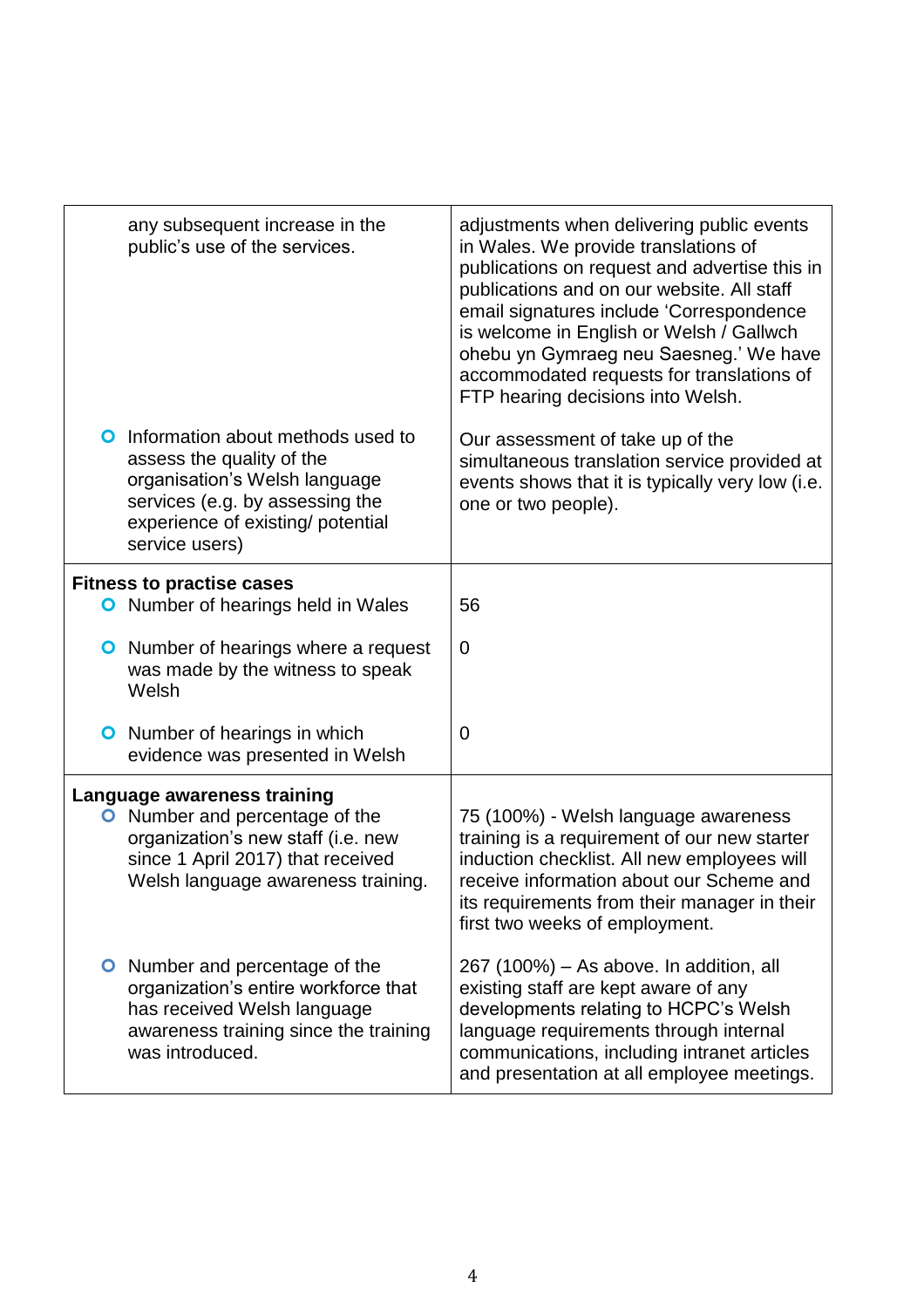| | |
|---|---|
| any subsequent increase in the public's use of the services. | adjustments when delivering public events in Wales. We provide translations of publications on request and advertise this in publications and on our website. All staff email signatures include 'Correspondence is welcome in English or Welsh / Gallwch ohebu yn Gymraeg neu Saesneg.' We have accommodated requests for translations of FTP hearing decisions into Welsh. |
| • Information about methods used to assess the quality of the organisation's Welsh language services (e.g. by assessing the experience of existing/ potential service users) | Our assessment of take up of the simultaneous translation service provided at events shows that it is typically very low (i.e. one or two people). |
| **Fitness to practise cases**<br>• Number of hearings held in Wales | 56 |
| • Number of hearings where a request was made by the witness to speak Welsh | 0 |
| • Number of hearings in which evidence was presented in Welsh | 0 |
| **Language awareness training**<br>• Number and percentage of the organization's new staff (i.e. new since 1 April 2017) that received Welsh language awareness training. | 75 (100%) - Welsh language awareness training is a requirement of our new starter induction checklist. All new employees will receive information about our Scheme and its requirements from their manager in their first two weeks of employment. |
| • Number and percentage of the organization's entire workforce that has received Welsh language awareness training since the training was introduced. | 267 (100%) – As above. In addition, all existing staff are kept aware of any developments relating to HCPC's Welsh language requirements through internal communications, including intranet articles and presentation at all employee meetings. |